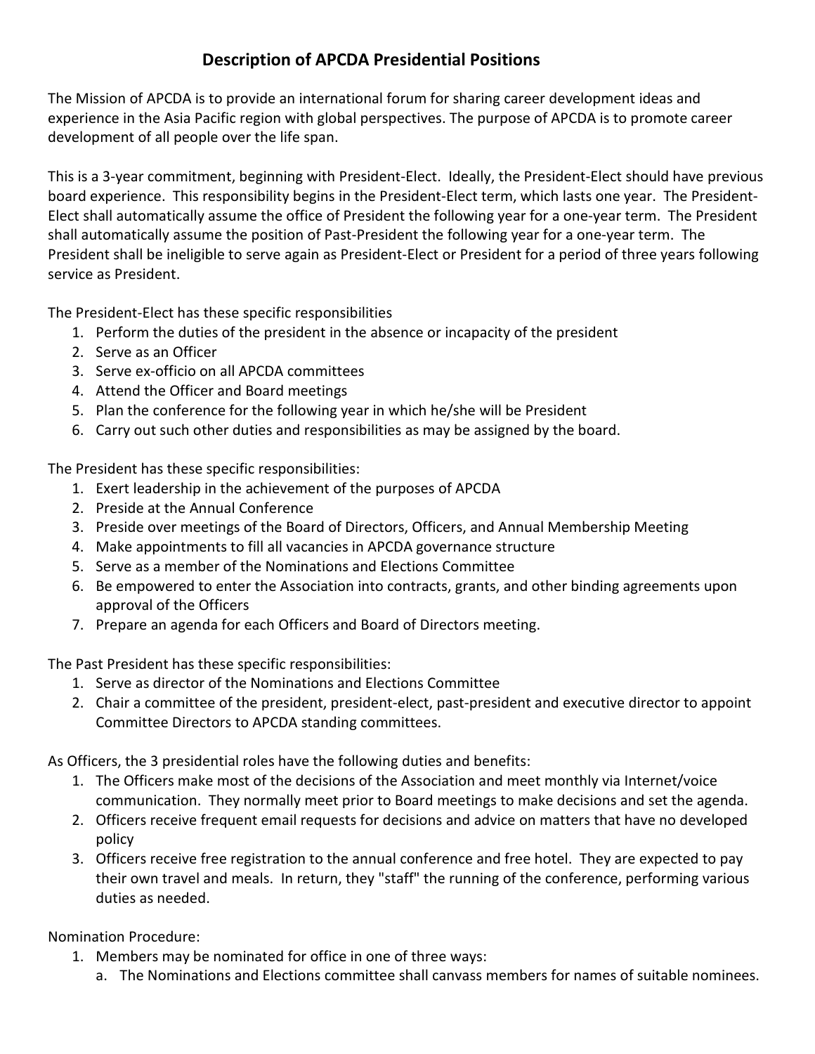## Description of APCDA Presidential Positions

The Mission of APCDA is to provide an international forum for sharing career development ideas and experience in the Asia Pacific region with global perspectives. The purpose of APCDA is to promote career development of all people over the life span.

This is a 3-year commitment, beginning with President-Elect. Ideally, the President-Elect should have previous board experience. This responsibility begins in the President-Elect term, which lasts one year. The President-Elect shall automatically assume the office of President the following year for a one-year term. The President shall automatically assume the position of Past-President the following year for a one-year term. The President shall be ineligible to serve again as President-Elect or President for a period of three years following service as President.

The President-Elect has these specific responsibilities

1. Perform the duties of the president in the absence or incapacity of the president
2. Serve as an Officer
3. Serve ex-officio on all APCDA committees
4. Attend the Officer and Board meetings
5. Plan the conference for the following year in which he/she will be President
6. Carry out such other duties and responsibilities as may be assigned by the board.

The President has these specific responsibilities:

1. Exert leadership in the achievement of the purposes of APCDA
2. Preside at the Annual Conference
3. Preside over meetings of the Board of Directors, Officers, and Annual Membership Meeting
4. Make appointments to fill all vacancies in APCDA governance structure
5. Serve as a member of the Nominations and Elections Committee
6. Be empowered to enter the Association into contracts, grants, and other binding agreements upon approval of the Officers
7. Prepare an agenda for each Officers and Board of Directors meeting.

The Past President has these specific responsibilities:

1. Serve as director of the Nominations and Elections Committee
2. Chair a committee of the president, president-elect, past-president and executive director to appoint Committee Directors to APCDA standing committees.

As Officers, the 3 presidential roles have the following duties and benefits:

1. The Officers make most of the decisions of the Association and meet monthly via Internet/voice communication. They normally meet prior to Board meetings to make decisions and set the agenda.
2. Officers receive frequent email requests for decisions and advice on matters that have no developed policy
3. Officers receive free registration to the annual conference and free hotel. They are expected to pay their own travel and meals. In return, they "staff" the running of the conference, performing various duties as needed.

Nomination Procedure:

1. Members may be nominated for office in one of three ways:
   a. The Nominations and Elections committee shall canvass members for names of suitable nominees.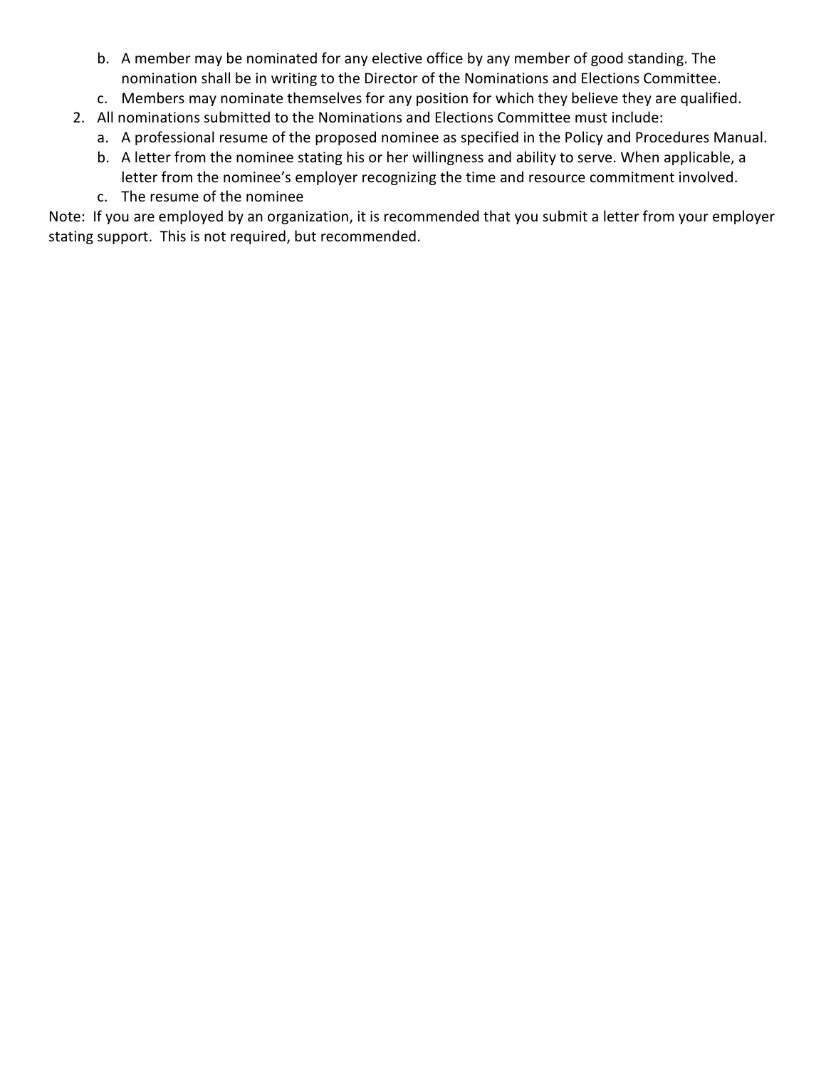b. A member may be nominated for any elective office by any member of good standing. The nomination shall be in writing to the Director of the Nominations and Elections Committee.
   c. Members may nominate themselves for any position for which they believe they are qualified.
2. All nominations submitted to the Nominations and Elections Committee must include:
   a. A professional resume of the proposed nominee as specified in the Policy and Procedures Manual.
   b. A letter from the nominee stating his or her willingness and ability to serve. When applicable, a letter from the nominee's employer recognizing the time and resource commitment involved.
   c. The resume of the nominee

Note: If you are employed by an organization, it is recommended that you submit a letter from your employer stating support. This is not required, but recommended.